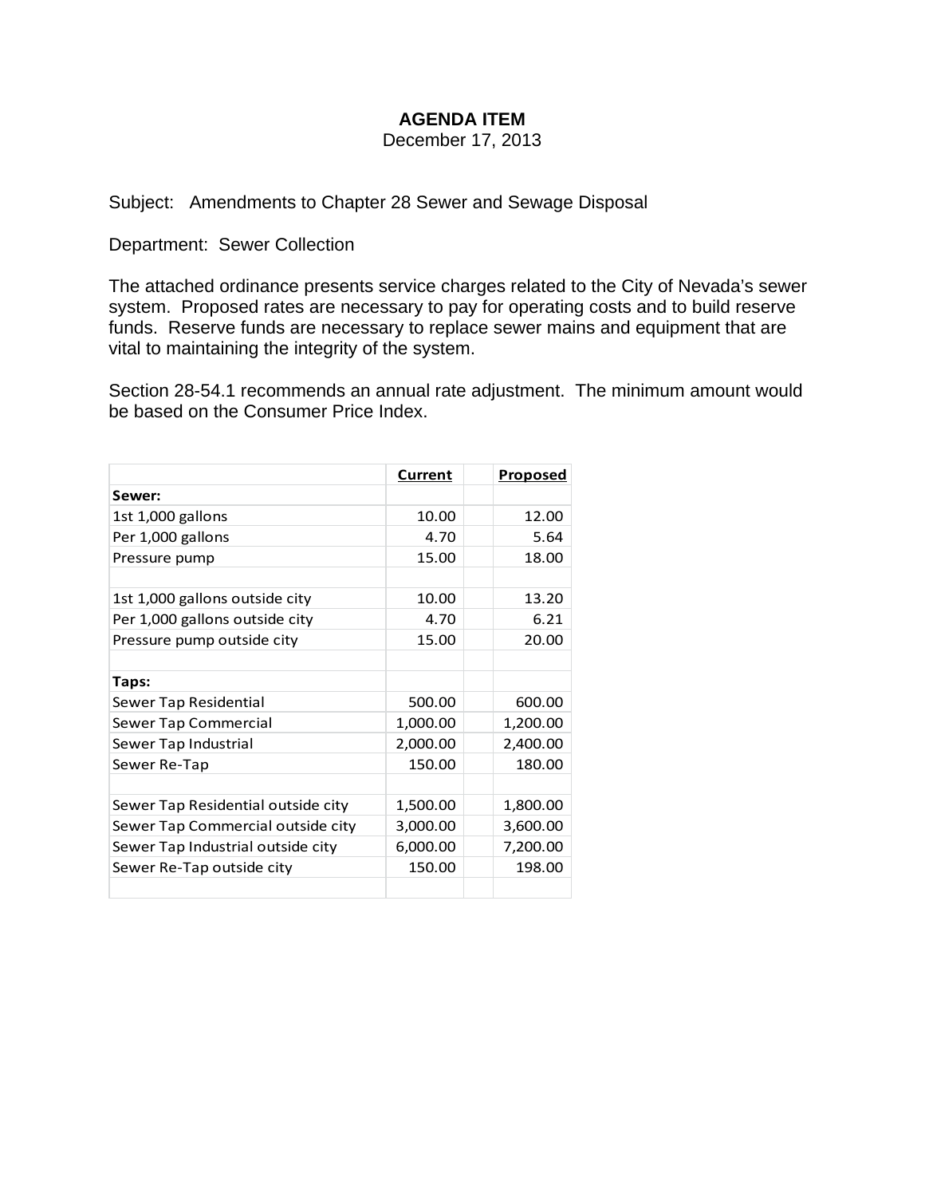# AGENDA ITEM

December 17, 2013

Subject: Amendments to Chapter 28 Sewer and Sewage Disposal

Department: Sewer Collection

The attached ordinance presents service charges related to the City of Nevada's sewer system. Proposed rates are necessary to pay for operating costs and to build reserve funds. Reserve funds are necessary to replace sewer mains and equipment that are vital to maintaining the integrity of the system.

Section 28-54.1 recommends an annual rate adjustment. The minimum amount would be based on the Consumer Price Index.

| | Current | | Proposed |
|---|---|---|---|
| **Sewer:** | | | |
| 1st 1,000 gallons | 10.00 | | 12.00 |
| Per 1,000 gallons | 4.70 | | 5.64 |
| Pressure pump | 15.00 | | 18.00 |
| | | | |
| 1st 1,000 gallons outside city | 10.00 | | 13.20 |
| Per 1,000 gallons outside city | 4.70 | | 6.21 |
| Pressure pump outside city | 15.00 | | 20.00 |
| | | | |
| **Taps:** | | | |
| Sewer Tap Residential | 500.00 | | 600.00 |
| Sewer Tap Commercial | 1,000.00 | | 1,200.00 |
| Sewer Tap Industrial | 2,000.00 | | 2,400.00 |
| Sewer Re-Tap | 150.00 | | 180.00 |
| | | | |
| Sewer Tap Residential outside city | 1,500.00 | | 1,800.00 |
| Sewer Tap Commercial outside city | 3,000.00 | | 3,600.00 |
| Sewer Tap Industrial outside city | 6,000.00 | | 7,200.00 |
| Sewer Re-Tap outside city | 150.00 | | 198.00 |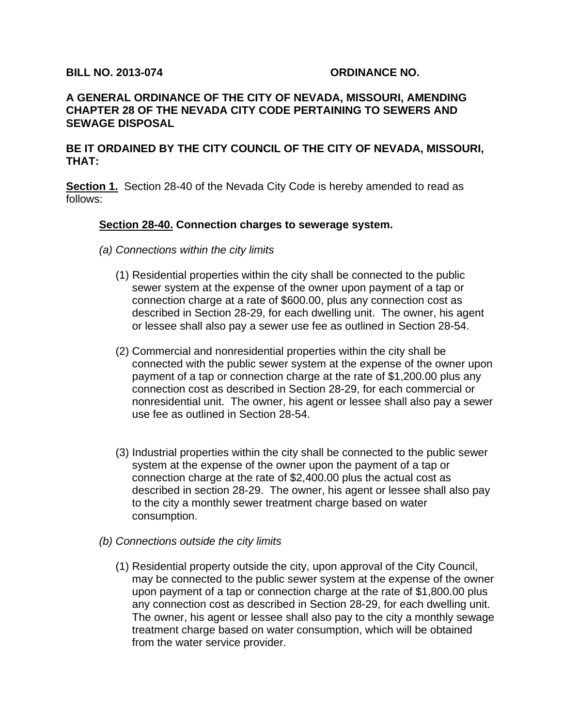**BILL NO. 2013-074** **ORDINANCE NO.**

**A GENERAL ORDINANCE OF THE CITY OF NEVADA, MISSOURI, AMENDING CHAPTER 28 OF THE NEVADA CITY CODE PERTAINING TO SEWERS AND SEWAGE DISPOSAL**

**BE IT ORDAINED BY THE CITY COUNCIL OF THE CITY OF NEVADA, MISSOURI, THAT:**

**Section 1.** Section 28-40 of the Nevada City Code is hereby amended to read as follows:

**Section 28-40. Connection charges to sewerage system.**

*(a) Connections within the city limits*

(1) Residential properties within the city shall be connected to the public sewer system at the expense of the owner upon payment of a tap or connection charge at a rate of $600.00, plus any connection cost as described in Section 28-29, for each dwelling unit. The owner, his agent or lessee shall also pay a sewer use fee as outlined in Section 28-54.

(2) Commercial and nonresidential properties within the city shall be connected with the public sewer system at the expense of the owner upon payment of a tap or connection charge at the rate of $1,200.00 plus any connection cost as described in Section 28-29, for each commercial or nonresidential unit. The owner, his agent or lessee shall also pay a sewer use fee as outlined in Section 28-54.

(3) Industrial properties within the city shall be connected to the public sewer system at the expense of the owner upon the payment of a tap or connection charge at the rate of $2,400.00 plus the actual cost as described in section 28-29. The owner, his agent or lessee shall also pay to the city a monthly sewer treatment charge based on water consumption.

*(b) Connections outside the city limits*

(1) Residential property outside the city, upon approval of the City Council, may be connected to the public sewer system at the expense of the owner upon payment of a tap or connection charge at the rate of $1,800.00 plus any connection cost as described in Section 28-29, for each dwelling unit. The owner, his agent or lessee shall also pay to the city a monthly sewage treatment charge based on water consumption, which will be obtained from the water service provider.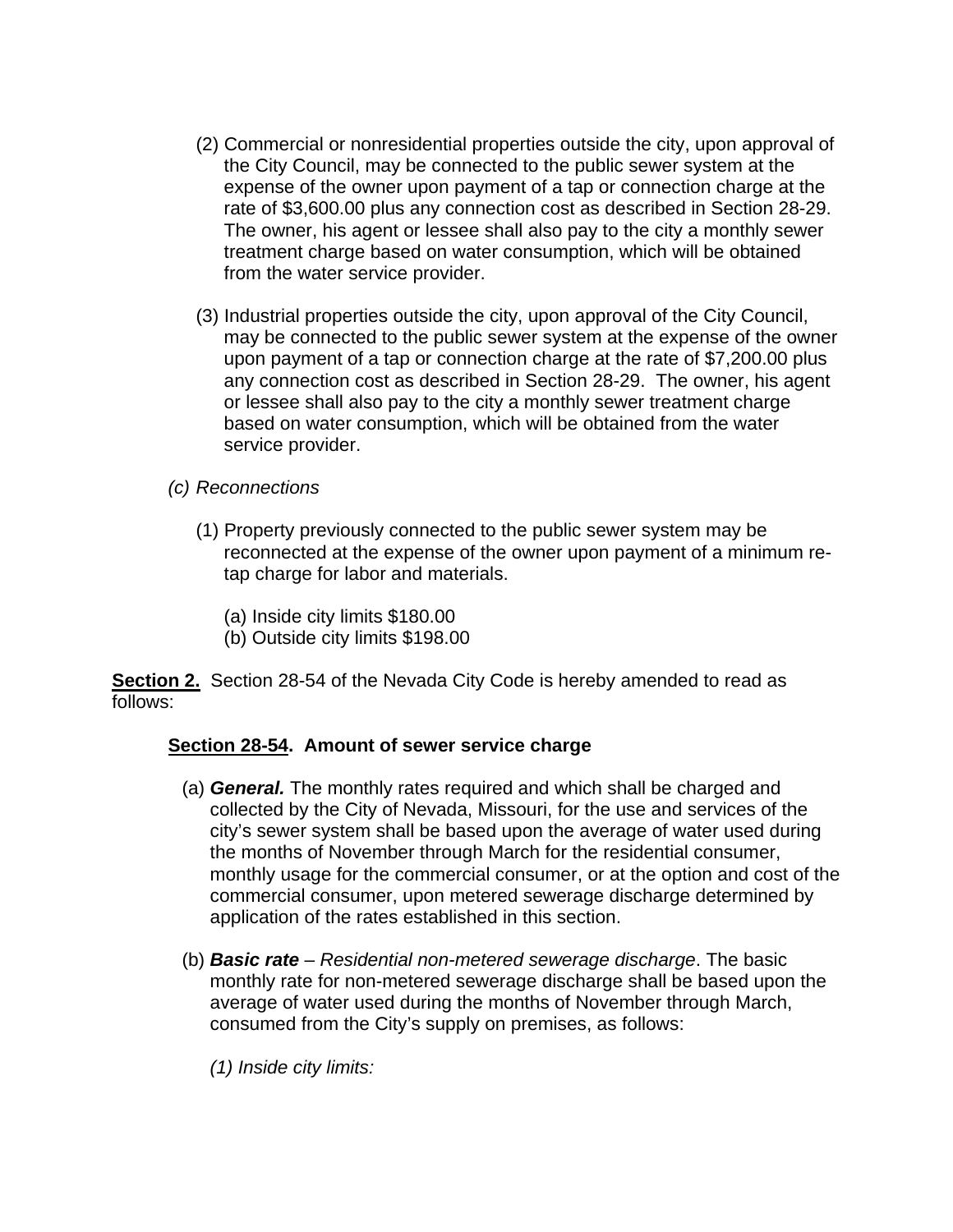(2) Commercial or nonresidential properties outside the city, upon approval of the City Council, may be connected to the public sewer system at the expense of the owner upon payment of a tap or connection charge at the rate of $3,600.00 plus any connection cost as described in Section 28-29. The owner, his agent or lessee shall also pay to the city a monthly sewer treatment charge based on water consumption, which will be obtained from the water service provider.

(3) Industrial properties outside the city, upon approval of the City Council, may be connected to the public sewer system at the expense of the owner upon payment of a tap or connection charge at the rate of $7,200.00 plus any connection cost as described in Section 28-29. The owner, his agent or lessee shall also pay to the city a monthly sewer treatment charge based on water consumption, which will be obtained from the water service provider.

*(c) Reconnections*

(1) Property previously connected to the public sewer system may be reconnected at the expense of the owner upon payment of a minimum re-tap charge for labor and materials.

(a) Inside city limits $180.00
(b) Outside city limits $198.00

**Section 2.** Section 28-54 of the Nevada City Code is hereby amended to read as follows:

**Section 28-54. Amount of sewer service charge**

(a) ***General.*** The monthly rates required and which shall be charged and collected by the City of Nevada, Missouri, for the use and services of the city's sewer system shall be based upon the average of water used during the months of November through March for the residential consumer, monthly usage for the commercial consumer, or at the option and cost of the commercial consumer, upon metered sewerage discharge determined by application of the rates established in this section.

(b) ***Basic rate*** – *Residential non-metered sewerage discharge*. The basic monthly rate for non-metered sewerage discharge shall be based upon the average of water used during the months of November through March, consumed from the City's supply on premises, as follows:

*(1) Inside city limits:*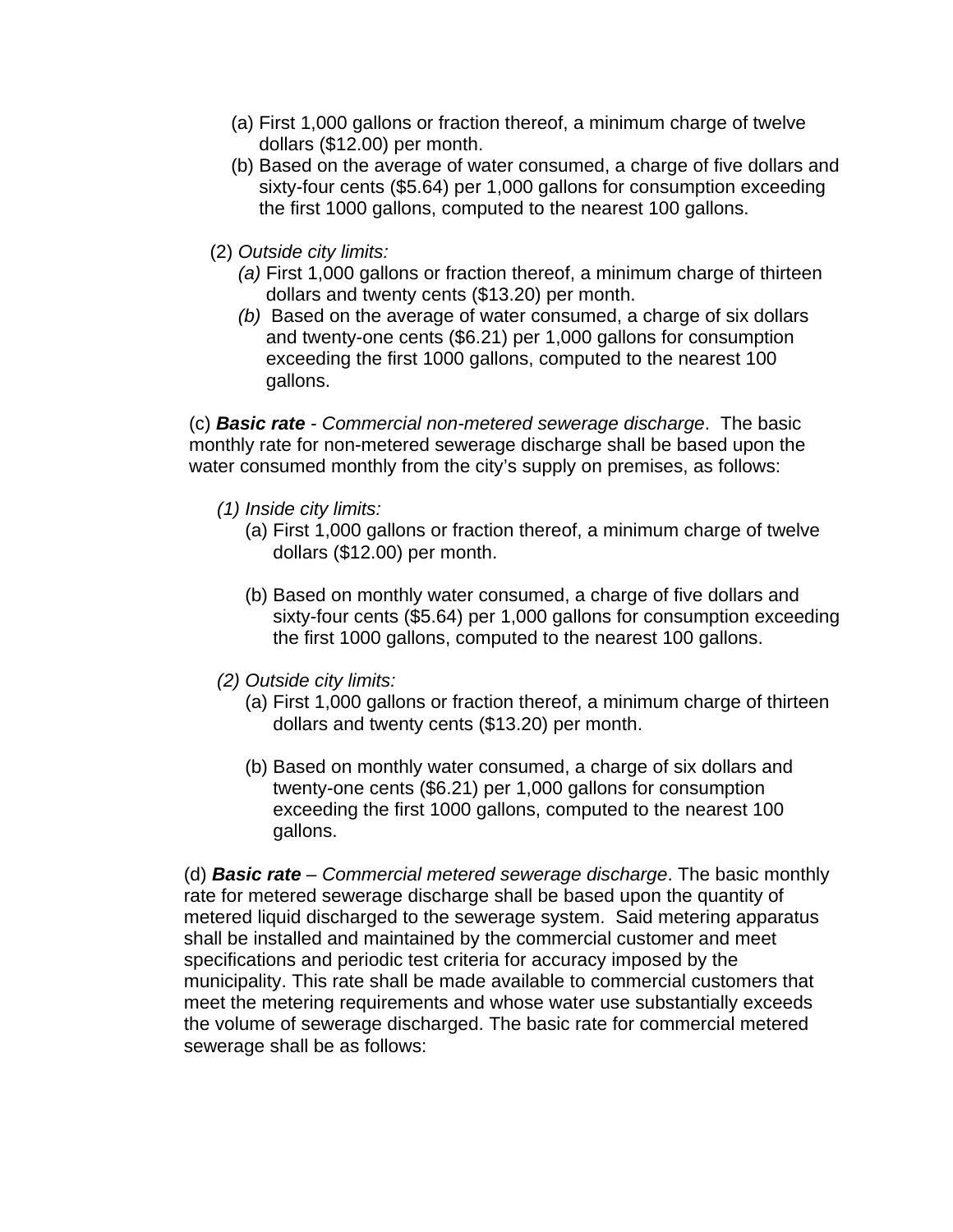(a) First 1,000 gallons or fraction thereof, a minimum charge of twelve dollars ($12.00) per month.

(b) Based on the average of water consumed, a charge of five dollars and sixty-four cents ($5.64) per 1,000 gallons for consumption exceeding the first 1000 gallons, computed to the nearest 100 gallons.

(2) *Outside city limits:*

*(a)* First 1,000 gallons or fraction thereof, a minimum charge of thirteen dollars and twenty cents ($13.20) per month.

*(b)* Based on the average of water consumed, a charge of six dollars and twenty-one cents ($6.21) per 1,000 gallons for consumption exceeding the first 1000 gallons, computed to the nearest 100 gallons.

(c) ***Basic rate*** - *Commercial non-metered sewerage discharge*. The basic monthly rate for non-metered sewerage discharge shall be based upon the water consumed monthly from the city's supply on premises, as follows:

*(1) Inside city limits:*

(a) First 1,000 gallons or fraction thereof, a minimum charge of twelve dollars ($12.00) per month.

(b) Based on monthly water consumed, a charge of five dollars and sixty-four cents ($5.64) per 1,000 gallons for consumption exceeding the first 1000 gallons, computed to the nearest 100 gallons.

*(2) Outside city limits:*

(a) First 1,000 gallons or fraction thereof, a minimum charge of thirteen dollars and twenty cents ($13.20) per month.

(b) Based on monthly water consumed, a charge of six dollars and twenty-one cents ($6.21) per 1,000 gallons for consumption exceeding the first 1000 gallons, computed to the nearest 100 gallons.

(d) ***Basic rate*** – *Commercial metered sewerage discharge*. The basic monthly rate for metered sewerage discharge shall be based upon the quantity of metered liquid discharged to the sewerage system. Said metering apparatus shall be installed and maintained by the commercial customer and meet specifications and periodic test criteria for accuracy imposed by the municipality. This rate shall be made available to commercial customers that meet the metering requirements and whose water use substantially exceeds the volume of sewerage discharged. The basic rate for commercial metered sewerage shall be as follows: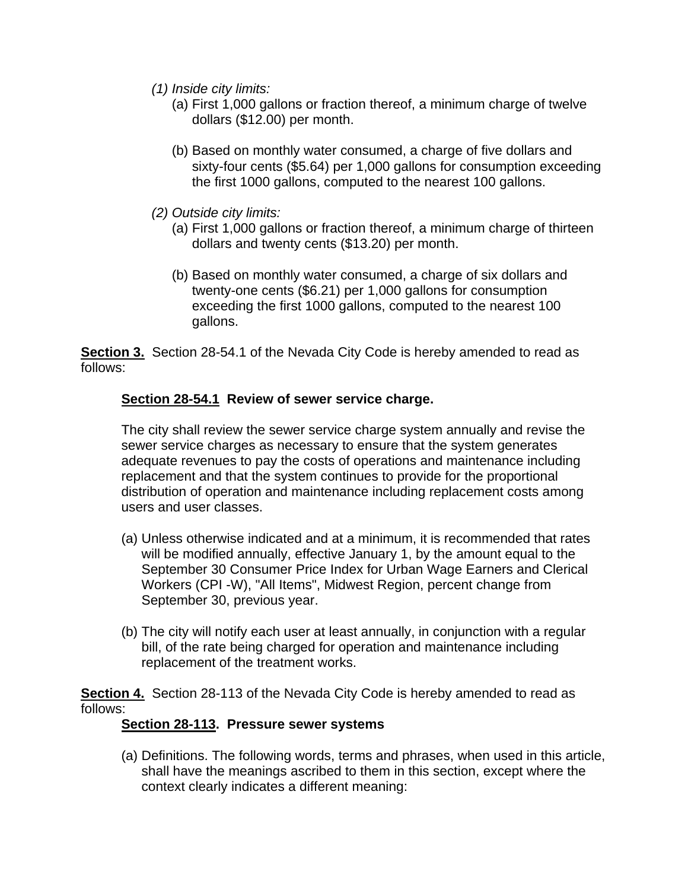*(1) Inside city limits:*

(a) First 1,000 gallons or fraction thereof, a minimum charge of twelve dollars ($12.00) per month.

(b) Based on monthly water consumed, a charge of five dollars and sixty-four cents ($5.64) per 1,000 gallons for consumption exceeding the first 1000 gallons, computed to the nearest 100 gallons.

*(2) Outside city limits:*

(a) First 1,000 gallons or fraction thereof, a minimum charge of thirteen dollars and twenty cents ($13.20) per month.

(b) Based on monthly water consumed, a charge of six dollars and twenty-one cents ($6.21) per 1,000 gallons for consumption exceeding the first 1000 gallons, computed to the nearest 100 gallons.

**<u>Section 3.</u>** Section 28-54.1 of the Nevada City Code is hereby amended to read as follows:

**<u>Section 28-54.1</u> Review of sewer service charge.**

The city shall review the sewer service charge system annually and revise the sewer service charges as necessary to ensure that the system generates adequate revenues to pay the costs of operations and maintenance including replacement and that the system continues to provide for the proportional distribution of operation and maintenance including replacement costs among users and user classes.

(a) Unless otherwise indicated and at a minimum, it is recommended that rates will be modified annually, effective January 1, by the amount equal to the September 30 Consumer Price Index for Urban Wage Earners and Clerical Workers (CPI -W), "All Items", Midwest Region, percent change from September 30, previous year.

(b) The city will notify each user at least annually, in conjunction with a regular bill, of the rate being charged for operation and maintenance including replacement of the treatment works.

**<u>Section 4.</u>** Section 28-113 of the Nevada City Code is hereby amended to read as follows:

**<u>Section 28-113</u>. Pressure sewer systems**

(a) Definitions. The following words, terms and phrases, when used in this article, shall have the meanings ascribed to them in this section, except where the context clearly indicates a different meaning: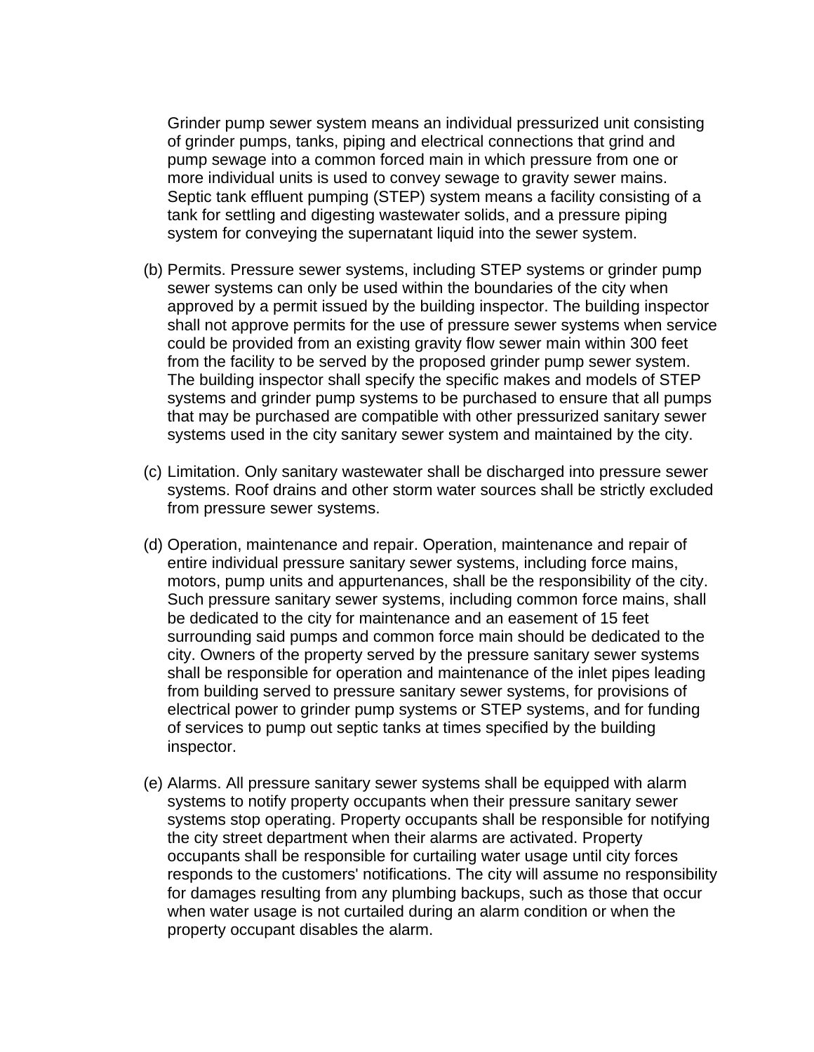Grinder pump sewer system means an individual pressurized unit consisting of grinder pumps, tanks, piping and electrical connections that grind and pump sewage into a common forced main in which pressure from one or more individual units is used to convey sewage to gravity sewer mains. Septic tank effluent pumping (STEP) system means a facility consisting of a tank for settling and digesting wastewater solids, and a pressure piping system for conveying the supernatant liquid into the sewer system.

(b) Permits. Pressure sewer systems, including STEP systems or grinder pump sewer systems can only be used within the boundaries of the city when approved by a permit issued by the building inspector. The building inspector shall not approve permits for the use of pressure sewer systems when service could be provided from an existing gravity flow sewer main within 300 feet from the facility to be served by the proposed grinder pump sewer system. The building inspector shall specify the specific makes and models of STEP systems and grinder pump systems to be purchased to ensure that all pumps that may be purchased are compatible with other pressurized sanitary sewer systems used in the city sanitary sewer system and maintained by the city.

(c) Limitation. Only sanitary wastewater shall be discharged into pressure sewer systems. Roof drains and other storm water sources shall be strictly excluded from pressure sewer systems.

(d) Operation, maintenance and repair. Operation, maintenance and repair of entire individual pressure sanitary sewer systems, including force mains, motors, pump units and appurtenances, shall be the responsibility of the city. Such pressure sanitary sewer systems, including common force mains, shall be dedicated to the city for maintenance and an easement of 15 feet surrounding said pumps and common force main should be dedicated to the city. Owners of the property served by the pressure sanitary sewer systems shall be responsible for operation and maintenance of the inlet pipes leading from building served to pressure sanitary sewer systems, for provisions of electrical power to grinder pump systems or STEP systems, and for funding of services to pump out septic tanks at times specified by the building inspector.

(e) Alarms. All pressure sanitary sewer systems shall be equipped with alarm systems to notify property occupants when their pressure sanitary sewer systems stop operating. Property occupants shall be responsible for notifying the city street department when their alarms are activated. Property occupants shall be responsible for curtailing water usage until city forces responds to the customers' notifications. The city will assume no responsibility for damages resulting from any plumbing backups, such as those that occur when water usage is not curtailed during an alarm condition or when the property occupant disables the alarm.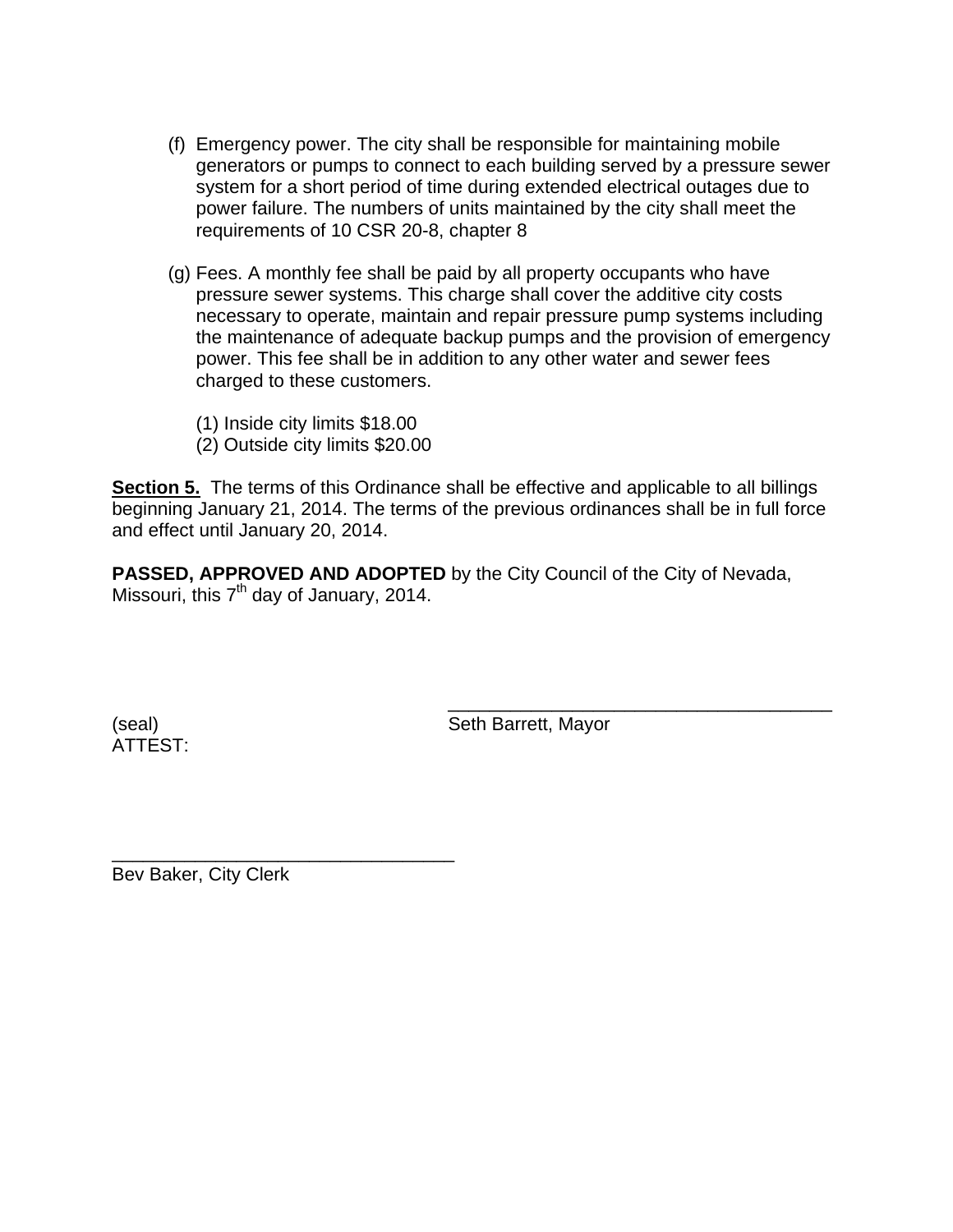(f) Emergency power. The city shall be responsible for maintaining mobile generators or pumps to connect to each building served by a pressure sewer system for a short period of time during extended electrical outages due to power failure. The numbers of units maintained by the city shall meet the requirements of 10 CSR 20-8, chapter 8

(g) Fees. A monthly fee shall be paid by all property occupants who have pressure sewer systems. This charge shall cover the additive city costs necessary to operate, maintain and repair pressure pump systems including the maintenance of adequate backup pumps and the provision of emergency power. This fee shall be in addition to any other water and sewer fees charged to these customers.

(1) Inside city limits $18.00
(2) Outside city limits $20.00

**Section 5.** The terms of this Ordinance shall be effective and applicable to all billings beginning January 21, 2014. The terms of the previous ordinances shall be in full force and effect until January 20, 2014.

**PASSED, APPROVED AND ADOPTED** by the City Council of the City of Nevada, Missouri, this 7th day of January, 2014.

\_\_\_\_\_\_\_\_\_\_\_\_\_\_\_\_\_\_\_\_\_\_\_\_\_\_\_\_\_\_\_\_\_\_\_\_
Seth Barrett, Mayor

(seal)
ATTEST:

\_\_\_\_\_\_\_\_\_\_\_\_\_\_\_\_\_\_\_\_\_\_\_\_\_\_\_\_\_\_\_\_
Bev Baker, City Clerk